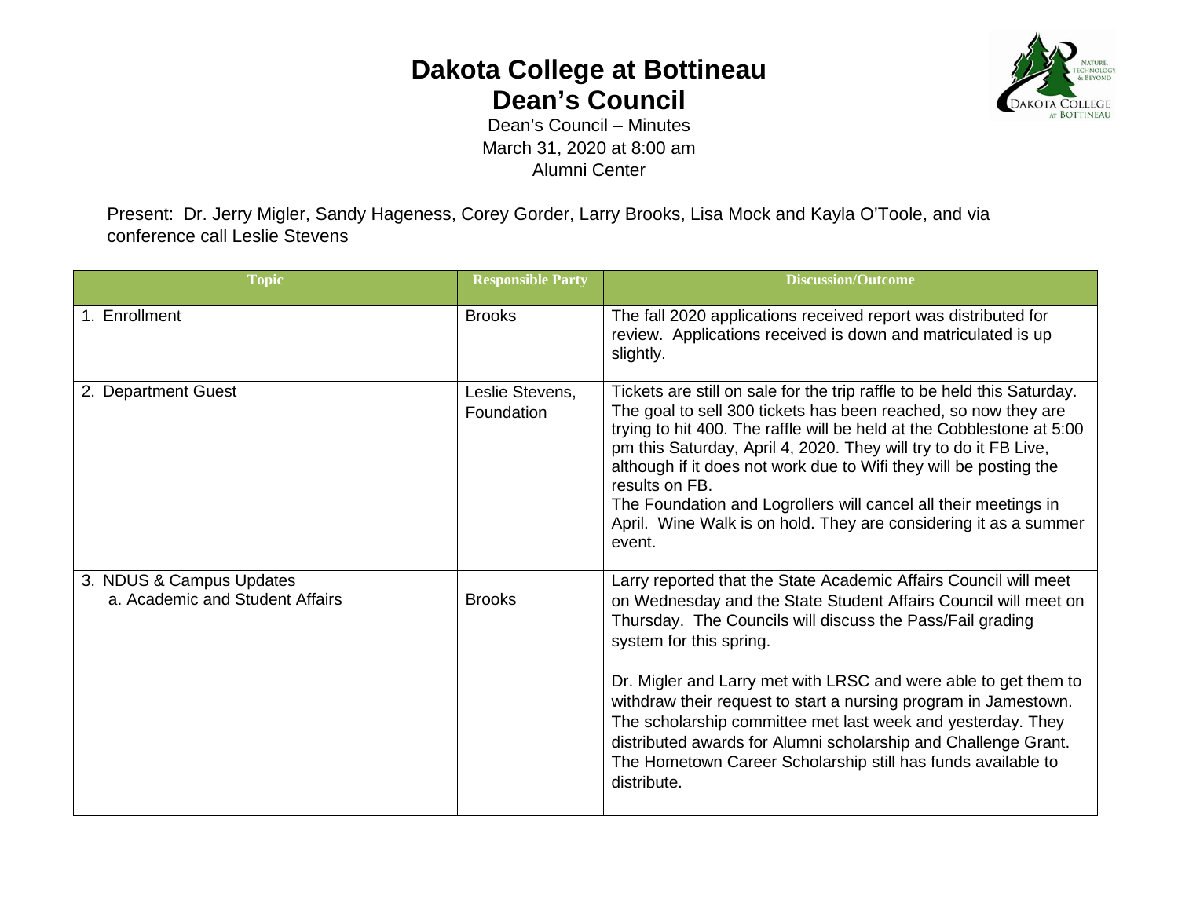# Dakota College at Bottineau
## Dean's Council

Dean's Council – Minutes
March 31, 2020 at 8:00 am
Alumni Center

Present: Dr. Jerry Migler, Sandy Hageness, Corey Gorder, Larry Brooks, Lisa Mock and Kayla O'Toole, and via conference call Leslie Stevens

| Topic | Responsible Party | Discussion/Outcome |
|---|---|---|
| 1. Enrollment | Brooks | The fall 2020 applications received report was distributed for review. Applications received is down and matriculated is up slightly. |
| 2. Department Guest | Leslie Stevens, Foundation | Tickets are still on sale for the trip raffle to be held this Saturday. The goal to sell 300 tickets has been reached, so now they are trying to hit 400. The raffle will be held at the Cobblestone at 5:00 pm this Saturday, April 4, 2020. They will try to do it FB Live, although if it does not work due to Wifi they will be posting the results on FB.<br>The Foundation and Logrollers will cancel all their meetings in April. Wine Walk is on hold. They are considering it as a summer event. |
| 3. NDUS & Campus Updates<br>a. Academic and Student Affairs | Brooks | Larry reported that the State Academic Affairs Council will meet on Wednesday and the State Student Affairs Council will meet on Thursday. The Councils will discuss the Pass/Fail grading system for this spring.<br><br>Dr. Migler and Larry met with LRSC and were able to get them to withdraw their request to start a nursing program in Jamestown. The scholarship committee met last week and yesterday. They distributed awards for Alumni scholarship and Challenge Grant. The Hometown Career Scholarship still has funds available to distribute. |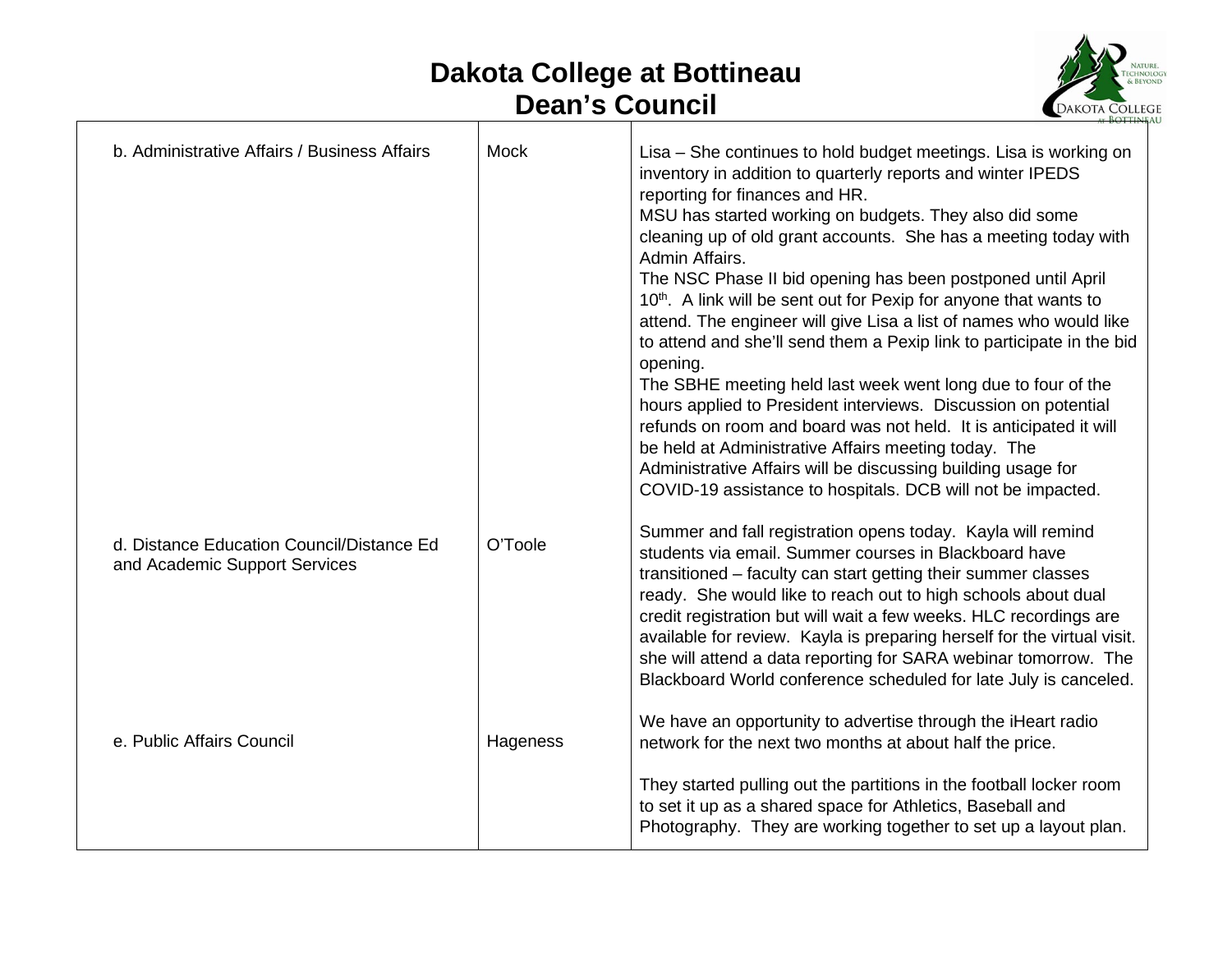# Dakota College at Bottineau
## Dean's Council

| | | |
|---|---|---|
| b. Administrative Affairs / Business Affairs | Mock | Lisa – She continues to hold budget meetings. Lisa is working on inventory in addition to quarterly reports and winter IPEDS reporting for finances and HR. MSU has started working on budgets. They also did some cleaning up of old grant accounts. She has a meeting today with Admin Affairs. The NSC Phase II bid opening has been postponed until April 10th. A link will be sent out for Pexip for anyone that wants to attend. The engineer will give Lisa a list of names who would like to attend and she'll send them a Pexip link to participate in the bid opening. The SBHE meeting held last week went long due to four of the hours applied to President interviews. Discussion on potential refunds on room and board was not held. It is anticipated it will be held at Administrative Affairs meeting today. The Administrative Affairs will be discussing building usage for COVID-19 assistance to hospitals. DCB will not be impacted. |
| d. Distance Education Council/Distance Ed and Academic Support Services | O'Toole | Summer and fall registration opens today. Kayla will remind students via email. Summer courses in Blackboard have transitioned – faculty can start getting their summer classes ready. She would like to reach out to high schools about dual credit registration but will wait a few weeks. HLC recordings are available for review. Kayla is preparing herself for the virtual visit. she will attend a data reporting for SARA webinar tomorrow. The Blackboard World conference scheduled for late July is canceled. |
| e. Public Affairs Council | Hageness | We have an opportunity to advertise through the iHeart radio network for the next two months at about half the price.<br><br>They started pulling out the partitions in the football locker room to set it up as a shared space for Athletics, Baseball and Photography. They are working together to set up a layout plan. |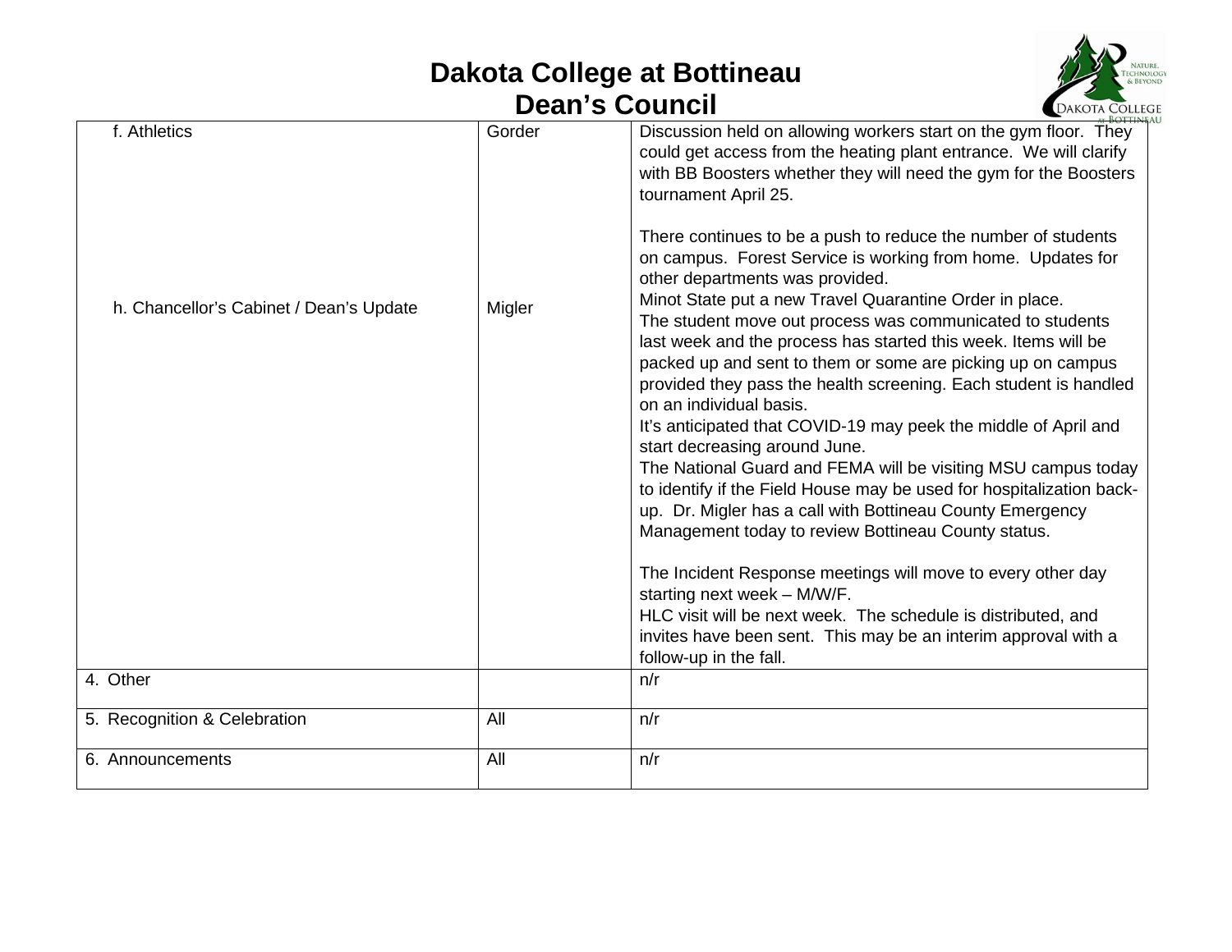# Dakota College at Bottineau
## Dean's Council

| | | |
|---|---|---|
| f. Athletics | Gorder | Discussion held on allowing workers start on the gym floor. They could get access from the heating plant entrance. We will clarify with BB Boosters whether they will need the gym for the Boosters tournament April 25. |
| h. Chancellor's Cabinet / Dean's Update | Migler | There continues to be a push to reduce the number of students on campus. Forest Service is working from home. Updates for other departments was provided.<br>Minot State put a new Travel Quarantine Order in place.<br>The student move out process was communicated to students last week and the process has started this week. Items will be packed up and sent to them or some are picking up on campus provided they pass the health screening. Each student is handled on an individual basis.<br>It's anticipated that COVID-19 may peek the middle of April and start decreasing around June.<br>The National Guard and FEMA will be visiting MSU campus today to identify if the Field House may be used for hospitalization back-up. Dr. Migler has a call with Bottineau County Emergency Management today to review Bottineau County status.<br><br>The Incident Response meetings will move to every other day starting next week – M/W/F.<br>HLC visit will be next week. The schedule is distributed, and invites have been sent. This may be an interim approval with a follow-up in the fall. |
| 4. Other | | n/r |
| 5. Recognition & Celebration | All | n/r |
| 6. Announcements | All | n/r |